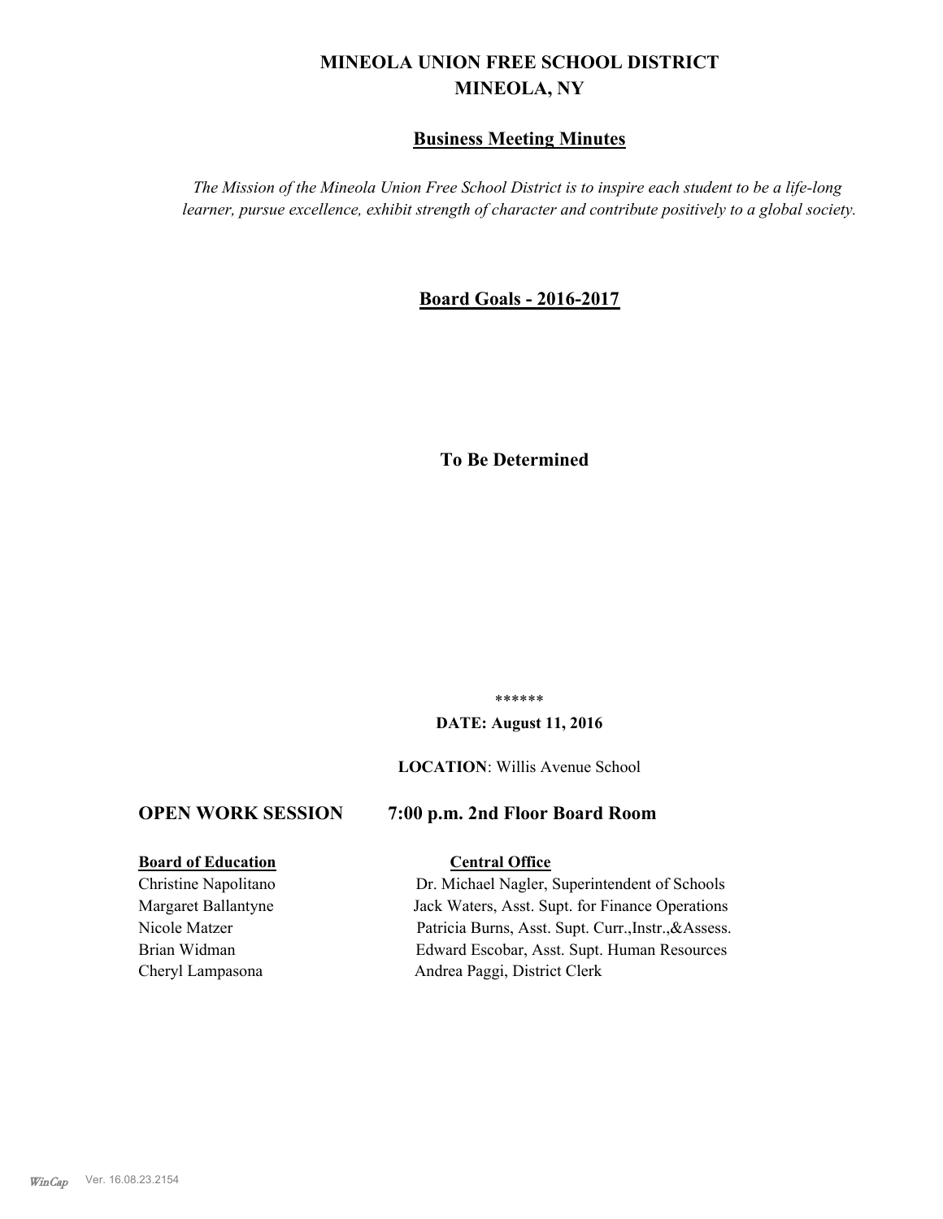# MINEOLA UNION FREE SCHOOL DISTRICT
# MINEOLA, NY

## Business Meeting Minutes

*The Mission of the Mineola Union Free School District is to inspire each student to be a life-long learner, pursue excellence, exhibit strength of character and contribute positively to a global society.*

## Board Goals - 2016-2017

**To Be Determined**

******

**DATE: August 11, 2016**

**LOCATION**: Willis Avenue School

### OPEN WORK SESSION 7:00 p.m. 2nd Floor Board Room

| **Board of Education** | **Central Office** |
|---|---|
| Christine Napolitano | Dr. Michael Nagler, Superintendent of Schools |
| Margaret Ballantyne | Jack Waters, Asst. Supt. for Finance Operations |
| Nicole Matzer | Patricia Burns, Asst. Supt. Curr.,Instr.,&Assess. |
| Brian Widman | Edward Escobar, Asst. Supt. Human Resources |
| Cheryl Lampasona | Andrea Paggi, District Clerk |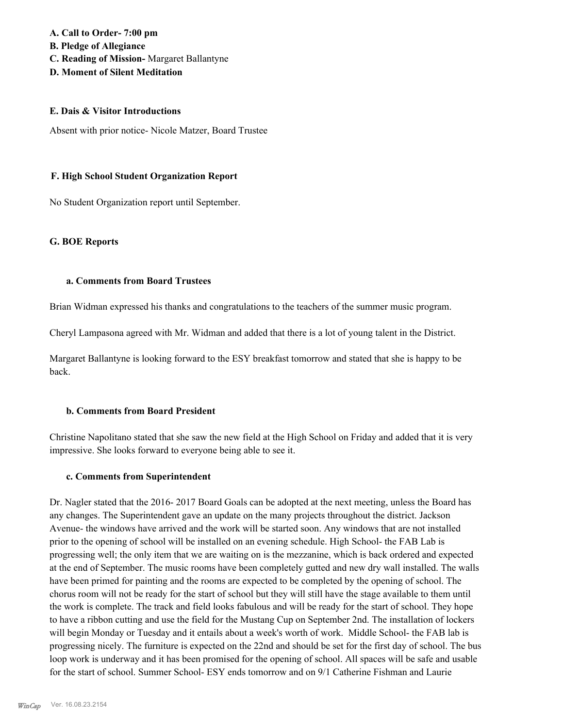**A. Call to Order- 7:00 pm**
**B. Pledge of Allegiance**
**C. Reading of Mission-** Margaret Ballantyne
**D. Moment of Silent Meditation**

**E. Dais & Visitor Introductions**

Absent with prior notice- Nicole Matzer, Board Trustee

**F. High School Student Organization Report**

No Student Organization report until September.

**G. BOE Reports**

**a. Comments from Board Trustees**

Brian Widman expressed his thanks and congratulations to the teachers of the summer music program.

Cheryl Lampasona agreed with Mr. Widman and added that there is a lot of young talent in the District.

Margaret Ballantyne is looking forward to the ESY breakfast tomorrow and stated that she is happy to be back.

**b. Comments from Board President**

Christine Napolitano stated that she saw the new field at the High School on Friday and added that it is very impressive. She looks forward to everyone being able to see it.

**c. Comments from Superintendent**

Dr. Nagler stated that the 2016- 2017 Board Goals can be adopted at the next meeting, unless the Board has any changes. The Superintendent gave an update on the many projects throughout the district. Jackson Avenue- the windows have arrived and the work will be started soon. Any windows that are not installed prior to the opening of school will be installed on an evening schedule. High School- the FAB Lab is progressing well; the only item that we are waiting on is the mezzanine, which is back ordered and expected at the end of September. The music rooms have been completely gutted and new dry wall installed. The walls have been primed for painting and the rooms are expected to be completed by the opening of school. The chorus room will not be ready for the start of school but they will still have the stage available to them until the work is complete. The track and field looks fabulous and will be ready for the start of school. They hope to have a ribbon cutting and use the field for the Mustang Cup on September 2nd. The installation of lockers will begin Monday or Tuesday and it entails about a week's worth of work. Middle School- the FAB lab is progressing nicely. The furniture is expected on the 22nd and should be set for the first day of school. The bus loop work is underway and it has been promised for the opening of school. All spaces will be safe and usable for the start of school. Summer School- ESY ends tomorrow and on 9/1 Catherine Fishman and Laurie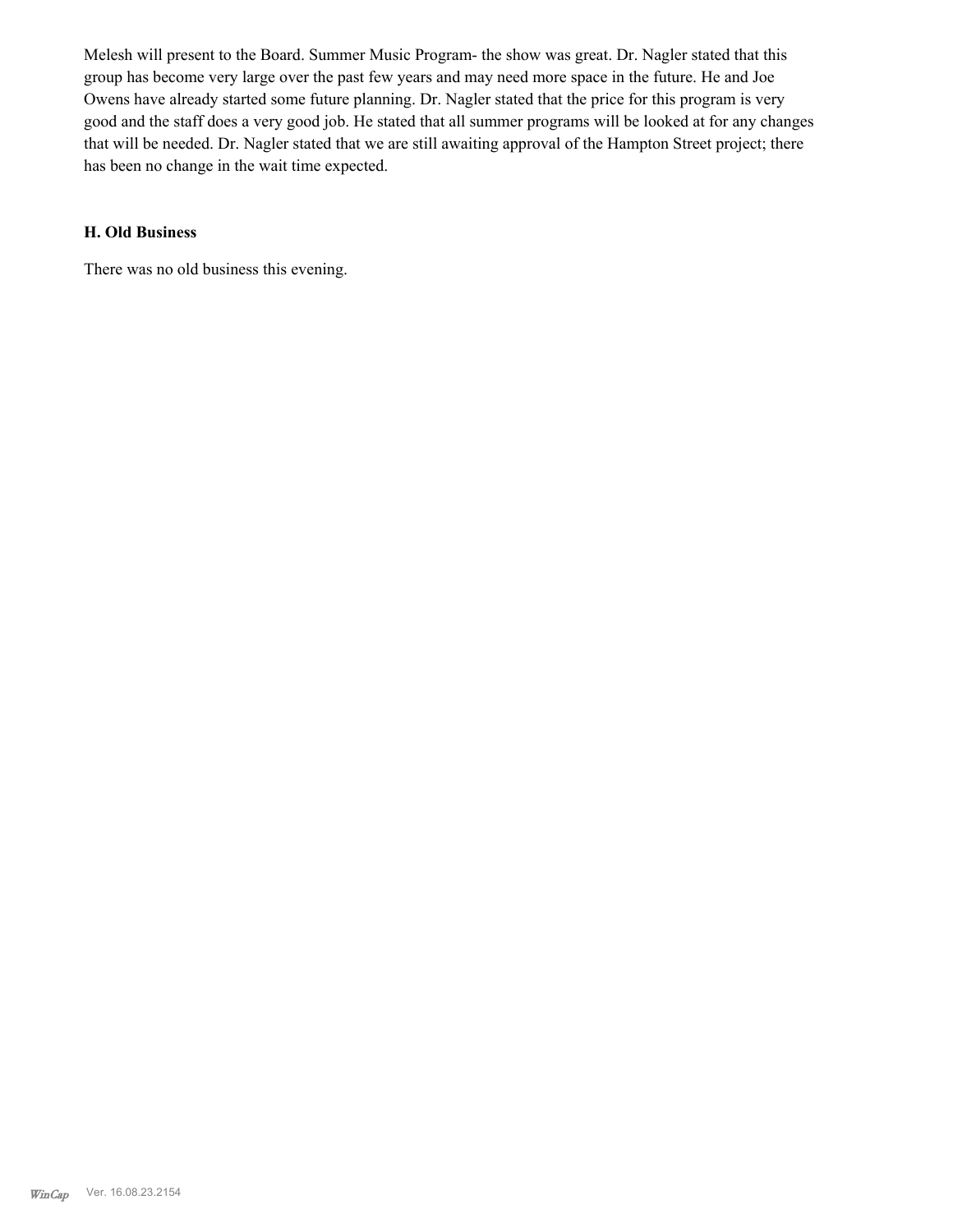Melesh will present to the Board. Summer Music Program- the show was great. Dr. Nagler stated that this group has become very large over the past few years and may need more space in the future. He and Joe Owens have already started some future planning. Dr. Nagler stated that the price for this program is very good and the staff does a very good job. He stated that all summer programs will be looked at for any changes that will be needed. Dr. Nagler stated that we are still awaiting approval of the Hampton Street project; there has been no change in the wait time expected.

### H. Old Business

There was no old business this evening.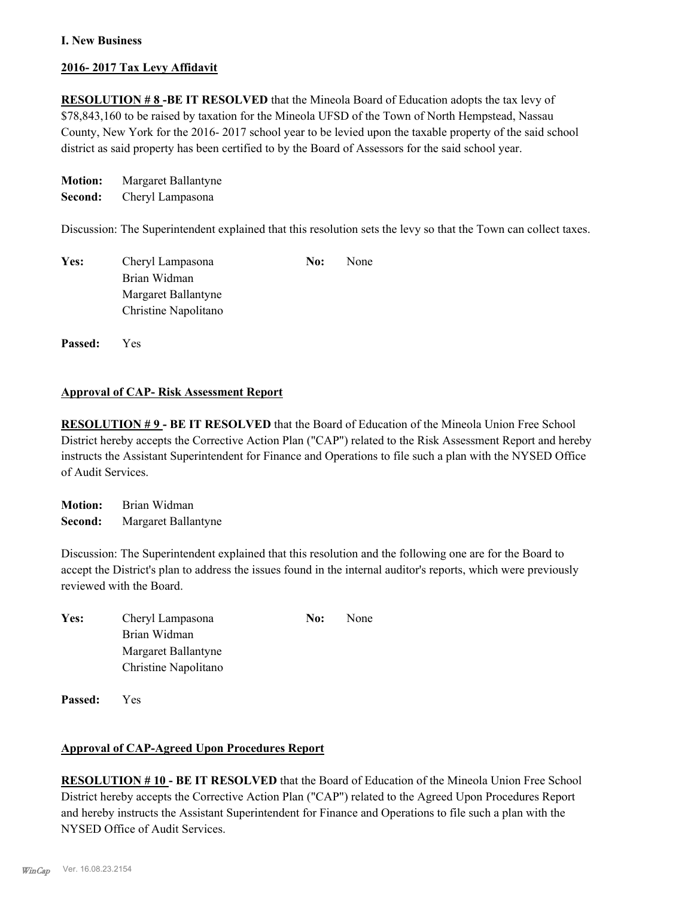**I. New Business**

**2016- 2017 Tax Levy Affidavit**

**RESOLUTION # 8 -BE IT RESOLVED** that the Mineola Board of Education adopts the tax levy of $78,843,160 to be raised by taxation for the Mineola UFSD of the Town of North Hempstead, Nassau County, New York for the 2016- 2017 school year to be levied upon the taxable property of the said school district as said property has been certified to by the Board of Assessors for the said school year.

**Motion:** Margaret Ballantyne
**Second:** Cheryl Lampasona

Discussion: The Superintendent explained that this resolution sets the levy so that the Town can collect taxes.

**Yes:** Cheryl Lampasona, Brian Widman, Margaret Ballantyne, Christine Napolitano
**No:** None

**Passed:** Yes

**Approval of CAP- Risk Assessment Report**

**RESOLUTION # 9 - BE IT RESOLVED** that the Board of Education of the Mineola Union Free School District hereby accepts the Corrective Action Plan ("CAP") related to the Risk Assessment Report and hereby instructs the Assistant Superintendent for Finance and Operations to file such a plan with the NYSED Office of Audit Services.

**Motion:** Brian Widman
**Second:** Margaret Ballantyne

Discussion: The Superintendent explained that this resolution and the following one are for the Board to accept the District's plan to address the issues found in the internal auditor's reports, which were previously reviewed with the Board.

**Yes:** Cheryl Lampasona, Brian Widman, Margaret Ballantyne, Christine Napolitano
**No:** None

**Passed:** Yes

**Approval of CAP-Agreed Upon Procedures Report**

**RESOLUTION # 10 - BE IT RESOLVED** that the Board of Education of the Mineola Union Free School District hereby accepts the Corrective Action Plan ("CAP") related to the Agreed Upon Procedures Report and hereby instructs the Assistant Superintendent for Finance and Operations to file such a plan with the NYSED Office of Audit Services.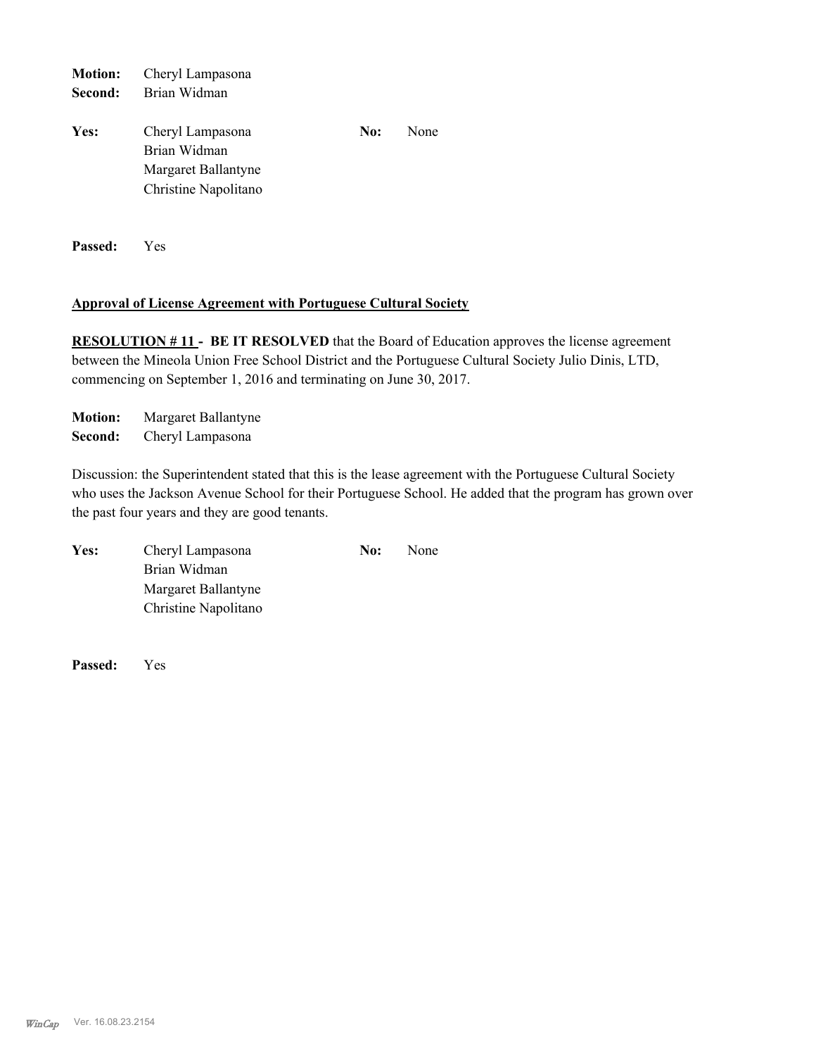**Motion:** Cheryl Lampasona
**Second:** Brian Widman

**Yes:** Cheryl Lampasona
Brian Widman
Margaret Ballantyne
Christine Napolitano

**No:** None

**Passed:** Yes

**Approval of License Agreement with Portuguese Cultural Society**

**RESOLUTION # 11 - BE IT RESOLVED** that the Board of Education approves the license agreement between the Mineola Union Free School District and the Portuguese Cultural Society Julio Dinis, LTD, commencing on September 1, 2016 and terminating on June 30, 2017.

**Motion:** Margaret Ballantyne
**Second:** Cheryl Lampasona

Discussion: the Superintendent stated that this is the lease agreement with the Portuguese Cultural Society who uses the Jackson Avenue School for their Portuguese School. He added that the program has grown over the past four years and they are good tenants.

**Yes:** Cheryl Lampasona
Brian Widman
Margaret Ballantyne
Christine Napolitano

**No:** None

**Passed:** Yes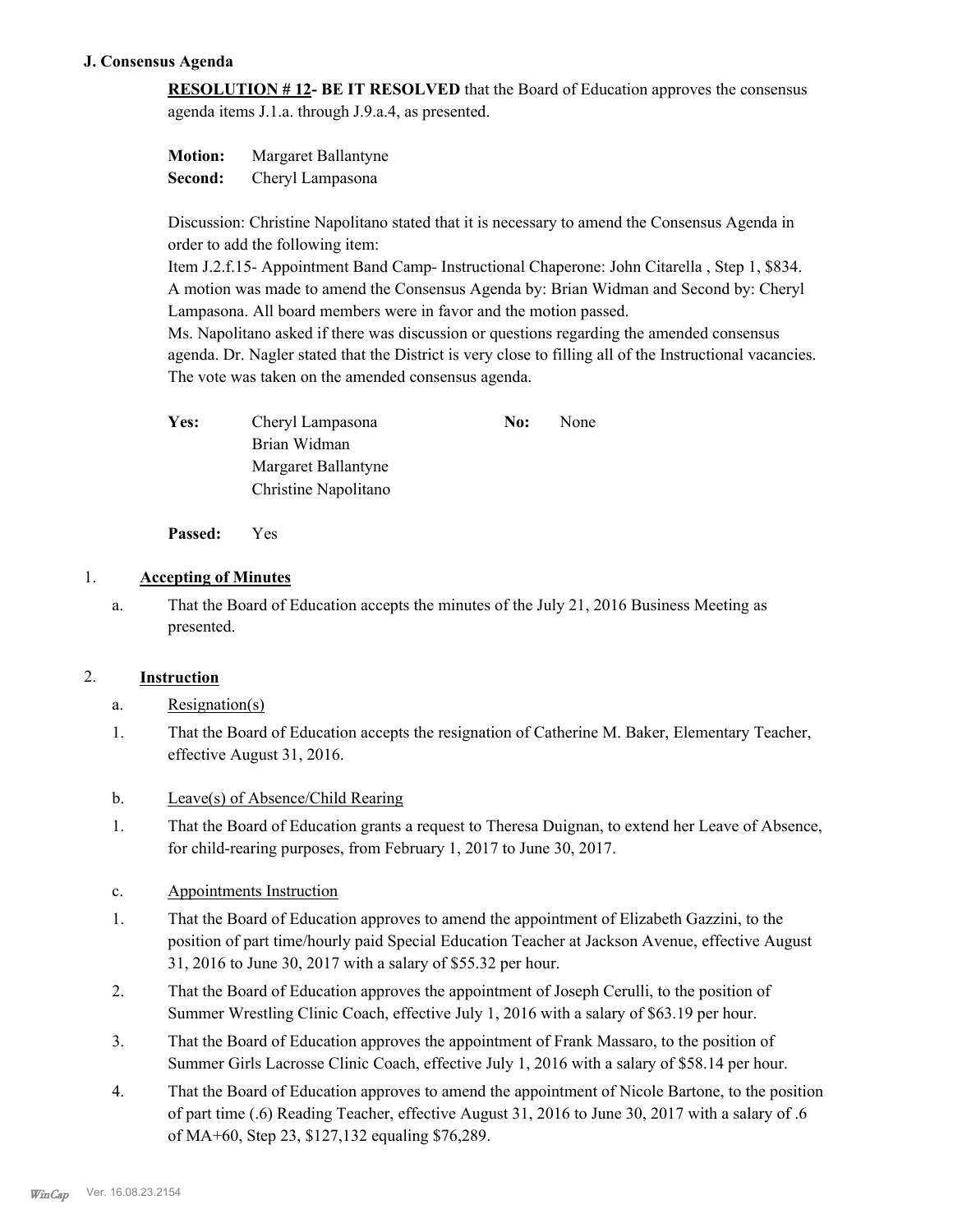### J. Consensus Agenda

**RESOLUTION # 12- BE IT RESOLVED** that the Board of Education approves the consensus agenda items J.1.a. through J.9.a.4, as presented.

**Motion:** Margaret Ballantyne
**Second:** Cheryl Lampasona

Discussion: Christine Napolitano stated that it is necessary to amend the Consensus Agenda in order to add the following item:
Item J.2.f.15- Appointment Band Camp- Instructional Chaperone: John Citarella , Step 1, $834.
A motion was made to amend the Consensus Agenda by: Brian Widman and Second by: Cheryl Lampasona. All board members were in favor and the motion passed.
Ms. Napolitano asked if there was discussion or questions regarding the amended consensus agenda. Dr. Nagler stated that the District is very close to filling all of the Instructional vacancies. The vote was taken on the amended consensus agenda.

| | | | |
|---|---|---|---|
| **Yes:** | Cheryl Lampasona | **No:** | None |
| | Brian Widman | | |
| | Margaret Ballantyne | | |
| | Christine Napolitano | | |

**Passed:** Yes

1. **Accepting of Minutes**

   a. That the Board of Education accepts the minutes of the July 21, 2016 Business Meeting as presented.

2. **Instruction**

   a. Resignation(s)

   1. That the Board of Education accepts the resignation of Catherine M. Baker, Elementary Teacher, effective August 31, 2016.

   b. Leave(s) of Absence/Child Rearing

   1. That the Board of Education grants a request to Theresa Duignan, to extend her Leave of Absence, for child-rearing purposes, from February 1, 2017 to June 30, 2017.

   c. Appointments Instruction

   1. That the Board of Education approves to amend the appointment of Elizabeth Gazzini, to the position of part time/hourly paid Special Education Teacher at Jackson Avenue, effective August 31, 2016 to June 30, 2017 with a salary of $55.32 per hour.
   2. That the Board of Education approves the appointment of Joseph Cerulli, to the position of Summer Wrestling Clinic Coach, effective July 1, 2016 with a salary of $63.19 per hour.
   3. That the Board of Education approves the appointment of Frank Massaro, to the position of Summer Girls Lacrosse Clinic Coach, effective July 1, 2016 with a salary of $58.14 per hour.
   4. That the Board of Education approves to amend the appointment of Nicole Bartone, to the position of part time (.6) Reading Teacher, effective August 31, 2016 to June 30, 2017 with a salary of .6 of MA+60, Step 23, $127,132 equaling $76,289.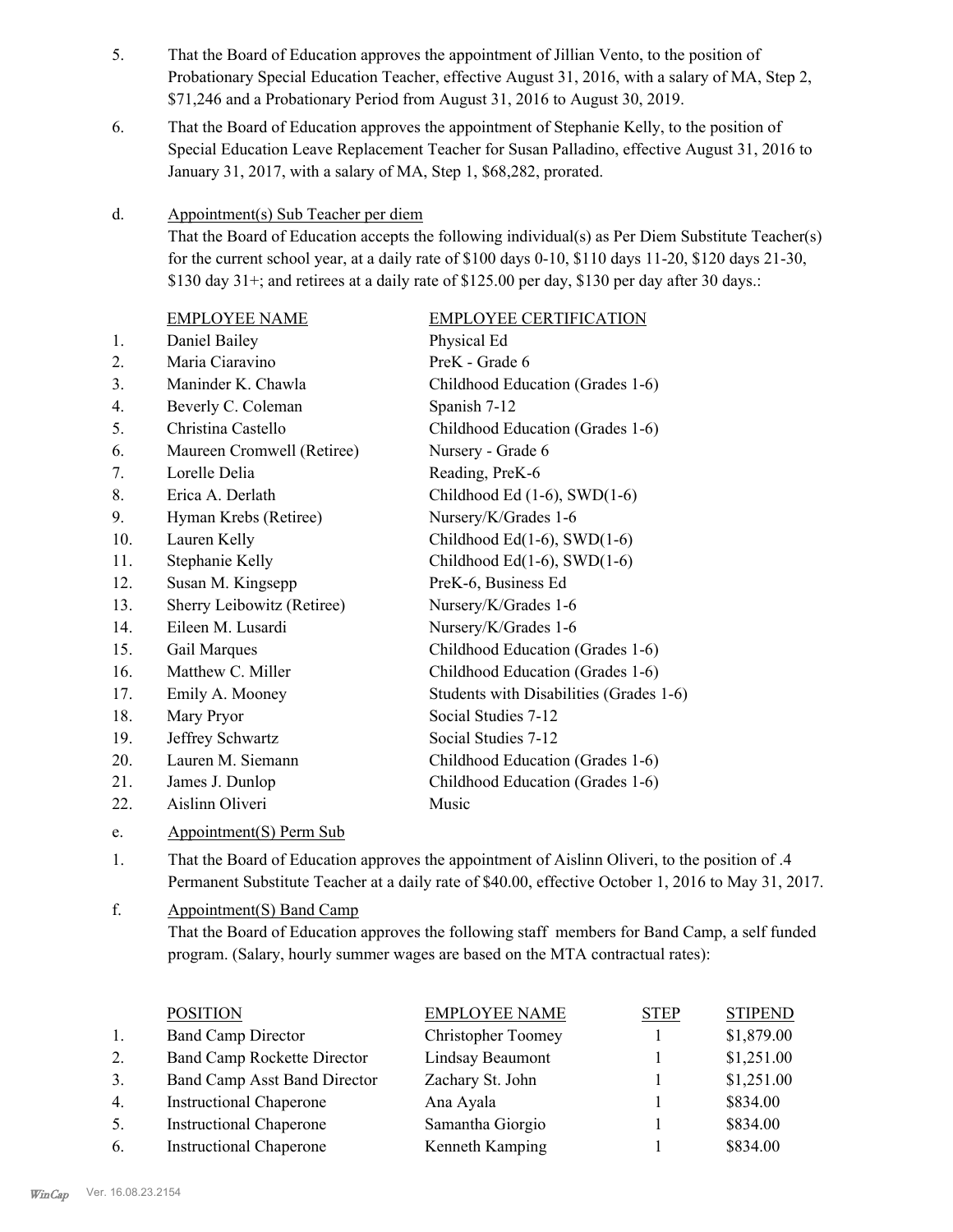5. That the Board of Education approves the appointment of Jillian Vento, to the position of Probationary Special Education Teacher, effective August 31, 2016, with a salary of MA, Step 2, $71,246 and a Probationary Period from August 31, 2016 to August 30, 2019.

6. That the Board of Education approves the appointment of Stephanie Kelly, to the position of Special Education Leave Replacement Teacher for Susan Palladino, effective August 31, 2016 to January 31, 2017, with a salary of MA, Step 1, $68,282, prorated.

d. Appointment(s) Sub Teacher per diem

That the Board of Education accepts the following individual(s) as Per Diem Substitute Teacher(s) for the current school year, at a daily rate of $100 days 0-10, $110 days 11-20, $120 days 21-30, $130 day 31+; and retirees at a daily rate of $125.00 per day, $130 per day after 30 days.:

| | EMPLOYEE NAME | EMPLOYEE CERTIFICATION |
|---|---|---|
| 1. | Daniel Bailey | Physical Ed |
| 2. | Maria Ciaravino | PreK - Grade 6 |
| 3. | Maninder K. Chawla | Childhood Education (Grades 1-6) |
| 4. | Beverly C. Coleman | Spanish 7-12 |
| 5. | Christina Castello | Childhood Education (Grades 1-6) |
| 6. | Maureen Cromwell (Retiree) | Nursery - Grade 6 |
| 7. | Lorelle Delia | Reading, PreK-6 |
| 8. | Erica A. Derlath | Childhood Ed (1-6), SWD(1-6) |
| 9. | Hyman Krebs (Retiree) | Nursery/K/Grades 1-6 |
| 10. | Lauren Kelly | Childhood Ed(1-6), SWD(1-6) |
| 11. | Stephanie Kelly | Childhood Ed(1-6), SWD(1-6) |
| 12. | Susan M. Kingsepp | PreK-6, Business Ed |
| 13. | Sherry Leibowitz (Retiree) | Nursery/K/Grades 1-6 |
| 14. | Eileen M. Lusardi | Nursery/K/Grades 1-6 |
| 15. | Gail Marques | Childhood Education (Grades 1-6) |
| 16. | Matthew C. Miller | Childhood Education (Grades 1-6) |
| 17. | Emily A. Mooney | Students with Disabilities (Grades 1-6) |
| 18. | Mary Pryor | Social Studies 7-12 |
| 19. | Jeffrey Schwartz | Social Studies 7-12 |
| 20. | Lauren M. Siemann | Childhood Education (Grades 1-6) |
| 21. | James J. Dunlop | Childhood Education (Grades 1-6) |
| 22. | Aislinn Oliveri | Music |

e. Appointment(S) Perm Sub

1. That the Board of Education approves the appointment of Aislinn Oliveri, to the position of .4 Permanent Substitute Teacher at a daily rate of $40.00, effective October 1, 2016 to May 31, 2017.

f. Appointment(S) Band Camp

That the Board of Education approves the following staff members for Band Camp, a self funded program. (Salary, hourly summer wages are based on the MTA contractual rates):

| | POSITION | EMPLOYEE NAME | STEP | STIPEND |
|---|---|---|---|---|
| 1. | Band Camp Director | Christopher Toomey | 1 | $1,879.00 |
| 2. | Band Camp Rockette Director | Lindsay Beaumont | 1 | $1,251.00 |
| 3. | Band Camp Asst Band Director | Zachary St. John | 1 | $1,251.00 |
| 4. | Instructional Chaperone | Ana Ayala | 1 | $834.00 |
| 5. | Instructional Chaperone | Samantha Giorgio | 1 | $834.00 |
| 6. | Instructional Chaperone | Kenneth Kamping | 1 | $834.00 |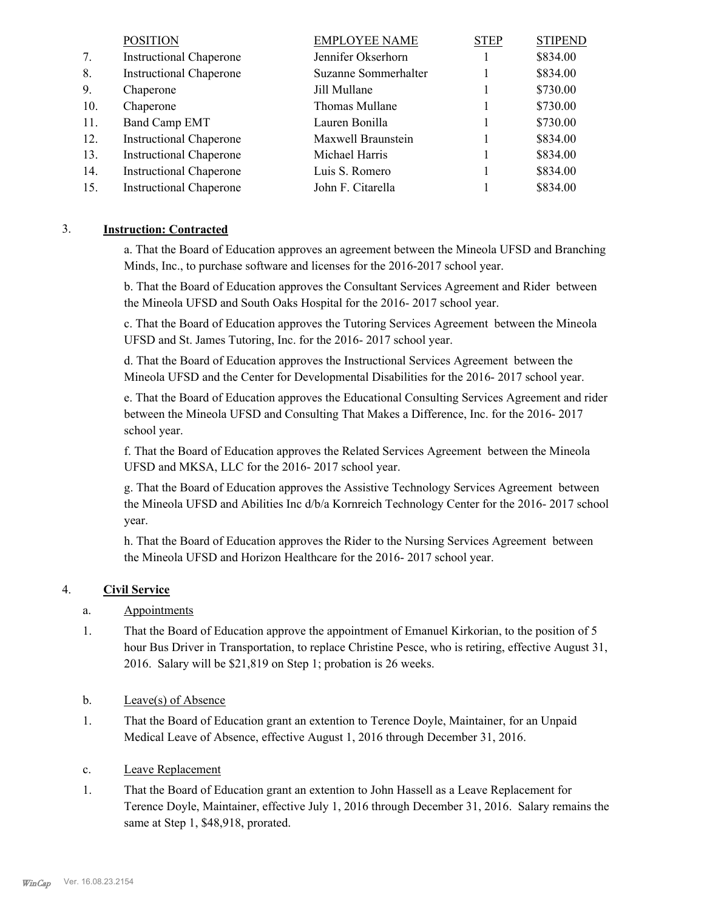| | POSITION | EMPLOYEE NAME | STEP | STIPEND |
|---|---|---|---|---|
| 7. | Instructional Chaperone | Jennifer Okserhorn | 1 | $834.00 |
| 8. | Instructional Chaperone | Suzanne Sommerhalter | 1 | $834.00 |
| 9. | Chaperone | Jill Mullane | 1 | $730.00 |
| 10. | Chaperone | Thomas Mullane | 1 | $730.00 |
| 11. | Band Camp EMT | Lauren Bonilla | 1 | $730.00 |
| 12. | Instructional Chaperone | Maxwell Braunstein | 1 | $834.00 |
| 13. | Instructional Chaperone | Michael Harris | 1 | $834.00 |
| 14. | Instructional Chaperone | Luis S. Romero | 1 | $834.00 |
| 15. | Instructional Chaperone | John F. Citarella | 1 | $834.00 |

3. **Instruction: Contracted**

a. That the Board of Education approves an agreement between the Mineola UFSD and Branching Minds, Inc., to purchase software and licenses for the 2016-2017 school year.

b. That the Board of Education approves the Consultant Services Agreement and Rider between the Mineola UFSD and South Oaks Hospital for the 2016- 2017 school year.

c. That the Board of Education approves the Tutoring Services Agreement between the Mineola UFSD and St. James Tutoring, Inc. for the 2016- 2017 school year.

d. That the Board of Education approves the Instructional Services Agreement between the Mineola UFSD and the Center for Developmental Disabilities for the 2016- 2017 school year.

e. That the Board of Education approves the Educational Consulting Services Agreement and rider between the Mineola UFSD and Consulting That Makes a Difference, Inc. for the 2016- 2017 school year.

f. That the Board of Education approves the Related Services Agreement between the Mineola UFSD and MKSA, LLC for the 2016- 2017 school year.

g. That the Board of Education approves the Assistive Technology Services Agreement between the Mineola UFSD and Abilities Inc d/b/a Kornreich Technology Center for the 2016- 2017 school year.

h. That the Board of Education approves the Rider to the Nursing Services Agreement between the Mineola UFSD and Horizon Healthcare for the 2016- 2017 school year.

4. **Civil Service**

a. Appointments

1. That the Board of Education approve the appointment of Emanuel Kirkorian, to the position of 5 hour Bus Driver in Transportation, to replace Christine Pesce, who is retiring, effective August 31, 2016. Salary will be $21,819 on Step 1; probation is 26 weeks.

b. Leave(s) of Absence

1. That the Board of Education grant an extention to Terence Doyle, Maintainer, for an Unpaid Medical Leave of Absence, effective August 1, 2016 through December 31, 2016.

c. Leave Replacement

1. That the Board of Education grant an extention to John Hassell as a Leave Replacement for Terence Doyle, Maintainer, effective July 1, 2016 through December 31, 2016. Salary remains the same at Step 1, $48,918, prorated.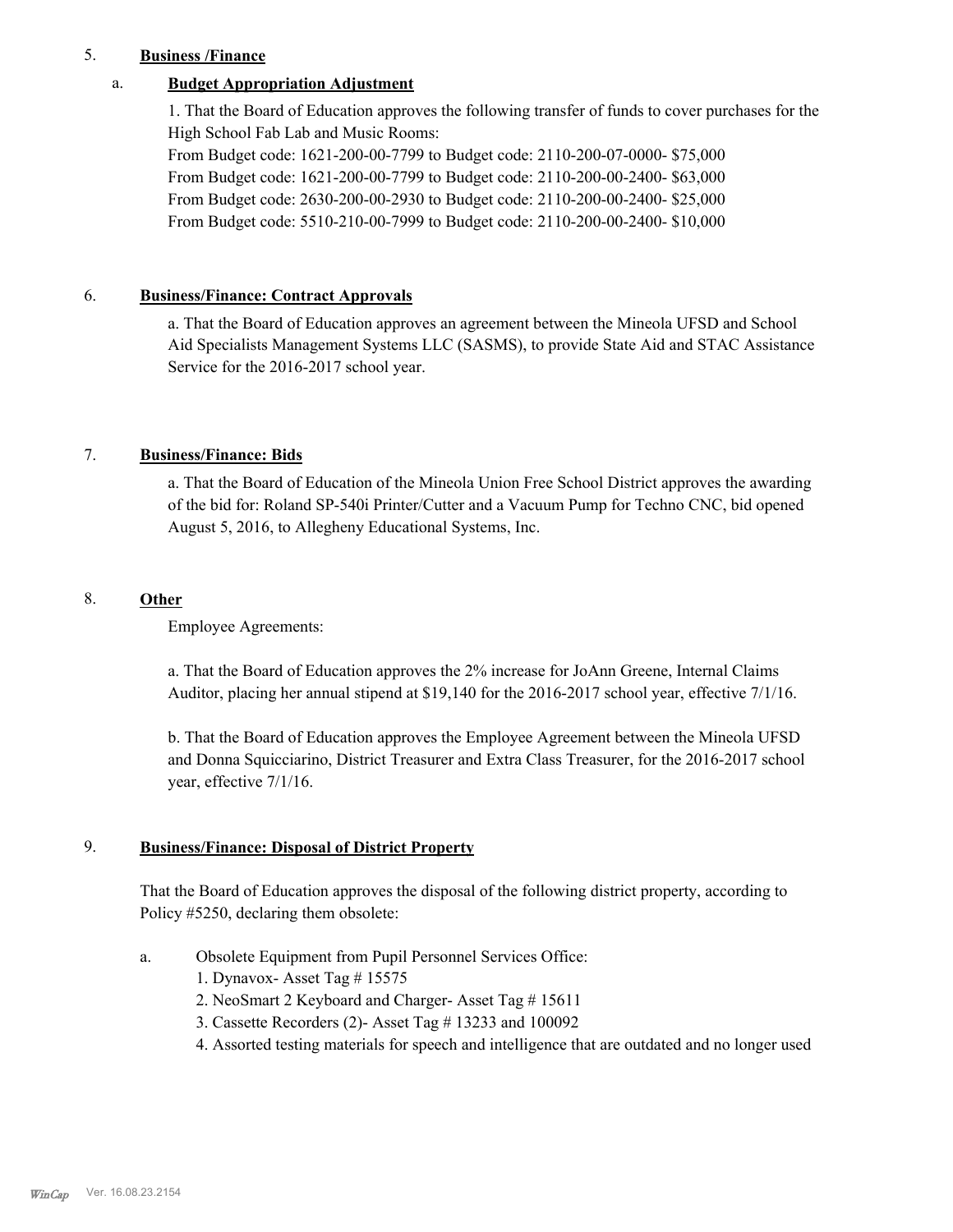5. **Business /Finance**

a. **Budget Appropriation Adjustment**

1. That the Board of Education approves the following transfer of funds to cover purchases for the High School Fab Lab and Music Rooms:

From Budget code: 1621-200-00-7799 to Budget code: 2110-200-07-0000- $75,000
From Budget code: 1621-200-00-7799 to Budget code: 2110-200-00-2400- $63,000
From Budget code: 2630-200-00-2930 to Budget code: 2110-200-00-2400- $25,000
From Budget code: 5510-210-00-7999 to Budget code: 2110-200-00-2400- $10,000

6. **Business/Finance: Contract Approvals**

a. That the Board of Education approves an agreement between the Mineola UFSD and School Aid Specialists Management Systems LLC (SASMS), to provide State Aid and STAC Assistance Service for the 2016-2017 school year.

7. **Business/Finance: Bids**

a. That the Board of Education of the Mineola Union Free School District approves the awarding of the bid for: Roland SP-540i Printer/Cutter and a Vacuum Pump for Techno CNC, bid opened August 5, 2016, to Allegheny Educational Systems, Inc.

8. **Other**

Employee Agreements:

a. That the Board of Education approves the 2% increase for JoAnn Greene, Internal Claims Auditor, placing her annual stipend at $19,140 for the 2016-2017 school year, effective 7/1/16.

b. That the Board of Education approves the Employee Agreement between the Mineola UFSD and Donna Squicciarino, District Treasurer and Extra Class Treasurer, for the 2016-2017 school year, effective 7/1/16.

9. **Business/Finance: Disposal of District Property**

That the Board of Education approves the disposal of the following district property, according to Policy #5250, declaring them obsolete:

a. Obsolete Equipment from Pupil Personnel Services Office:
   1. Dynavox- Asset Tag # 15575
   2. NeoSmart 2 Keyboard and Charger- Asset Tag # 15611
   3. Cassette Recorders (2)- Asset Tag # 13233 and 100092
   4. Assorted testing materials for speech and intelligence that are outdated and no longer used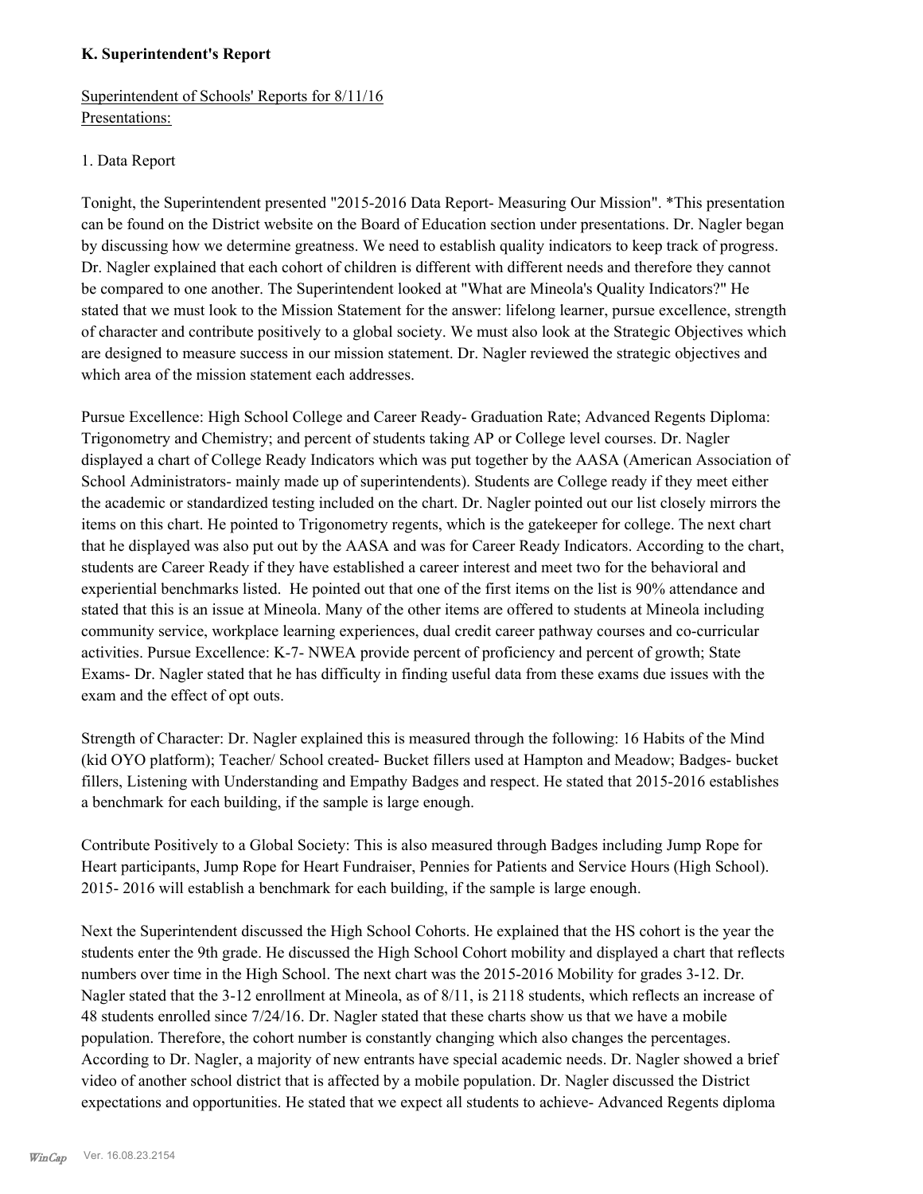**K. Superintendent's Report**

Superintendent of Schools' Reports for 8/11/16
Presentations:

1. Data Report

Tonight, the Superintendent presented "2015-2016 Data Report- Measuring Our Mission". *This presentation can be found on the District website on the Board of Education section under presentations. Dr. Nagler began by discussing how we determine greatness. We need to establish quality indicators to keep track of progress. Dr. Nagler explained that each cohort of children is different with different needs and therefore they cannot be compared to one another. The Superintendent looked at "What are Mineola's Quality Indicators?" He stated that we must look to the Mission Statement for the answer: lifelong learner, pursue excellence, strength of character and contribute positively to a global society. We must also look at the Strategic Objectives which are designed to measure success in our mission statement. Dr. Nagler reviewed the strategic objectives and which area of the mission statement each addresses.

Pursue Excellence: High School College and Career Ready- Graduation Rate; Advanced Regents Diploma: Trigonometry and Chemistry; and percent of students taking AP or College level courses. Dr. Nagler displayed a chart of College Ready Indicators which was put together by the AASA (American Association of School Administrators- mainly made up of superintendents). Students are College ready if they meet either the academic or standardized testing included on the chart. Dr. Nagler pointed out our list closely mirrors the items on this chart. He pointed to Trigonometry regents, which is the gatekeeper for college. The next chart that he displayed was also put out by the AASA and was for Career Ready Indicators. According to the chart, students are Career Ready if they have established a career interest and meet two for the behavioral and experiential benchmarks listed. He pointed out that one of the first items on the list is 90% attendance and stated that this is an issue at Mineola. Many of the other items are offered to students at Mineola including community service, workplace learning experiences, dual credit career pathway courses and co-curricular activities. Pursue Excellence: K-7- NWEA provide percent of proficiency and percent of growth; State Exams- Dr. Nagler stated that he has difficulty in finding useful data from these exams due issues with the exam and the effect of opt outs.

Strength of Character: Dr. Nagler explained this is measured through the following: 16 Habits of the Mind (kid OYO platform); Teacher/ School created- Bucket fillers used at Hampton and Meadow; Badges- bucket fillers, Listening with Understanding and Empathy Badges and respect. He stated that 2015-2016 establishes a benchmark for each building, if the sample is large enough.

Contribute Positively to a Global Society: This is also measured through Badges including Jump Rope for Heart participants, Jump Rope for Heart Fundraiser, Pennies for Patients and Service Hours (High School). 2015- 2016 will establish a benchmark for each building, if the sample is large enough.

Next the Superintendent discussed the High School Cohorts. He explained that the HS cohort is the year the students enter the 9th grade. He discussed the High School Cohort mobility and displayed a chart that reflects numbers over time in the High School. The next chart was the 2015-2016 Mobility for grades 3-12. Dr. Nagler stated that the 3-12 enrollment at Mineola, as of 8/11, is 2118 students, which reflects an increase of 48 students enrolled since 7/24/16. Dr. Nagler stated that these charts show us that we have a mobile population. Therefore, the cohort number is constantly changing which also changes the percentages. According to Dr. Nagler, a majority of new entrants have special academic needs. Dr. Nagler showed a brief video of another school district that is affected by a mobile population. Dr. Nagler discussed the District expectations and opportunities. He stated that we expect all students to achieve- Advanced Regents diploma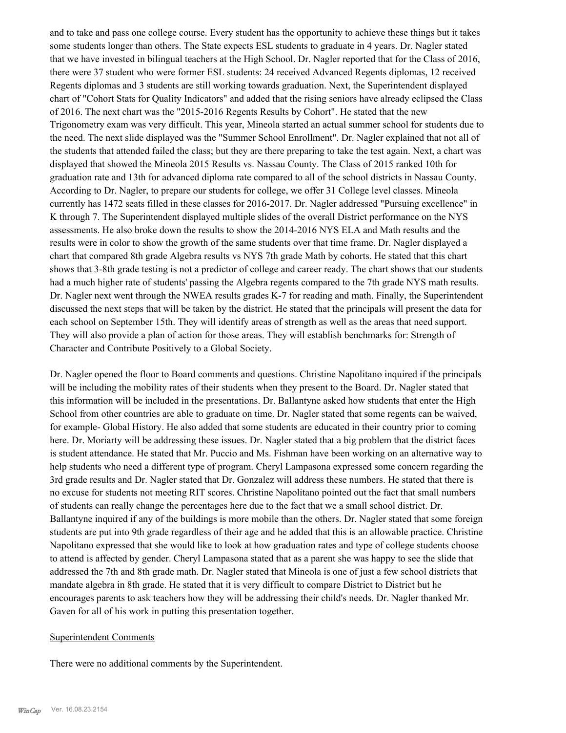and to take and pass one college course. Every student has the opportunity to achieve these things but it takes some students longer than others. The State expects ESL students to graduate in 4 years. Dr. Nagler stated that we have invested in bilingual teachers at the High School. Dr. Nagler reported that for the Class of 2016, there were 37 student who were former ESL students: 24 received Advanced Regents diplomas, 12 received Regents diplomas and 3 students are still working towards graduation. Next, the Superintendent displayed chart of "Cohort Stats for Quality Indicators" and added that the rising seniors have already eclipsed the Class of 2016. The next chart was the "2015-2016 Regents Results by Cohort". He stated that the new Trigonometry exam was very difficult. This year, Mineola started an actual summer school for students due to the need. The next slide displayed was the "Summer School Enrollment". Dr. Nagler explained that not all of the students that attended failed the class; but they are there preparing to take the test again. Next, a chart was displayed that showed the Mineola 2015 Results vs. Nassau County. The Class of 2015 ranked 10th for graduation rate and 13th for advanced diploma rate compared to all of the school districts in Nassau County. According to Dr. Nagler, to prepare our students for college, we offer 31 College level classes. Mineola currently has 1472 seats filled in these classes for 2016-2017. Dr. Nagler addressed "Pursuing excellence" in K through 7. The Superintendent displayed multiple slides of the overall District performance on the NYS assessments. He also broke down the results to show the 2014-2016 NYS ELA and Math results and the results were in color to show the growth of the same students over that time frame. Dr. Nagler displayed a chart that compared 8th grade Algebra results vs NYS 7th grade Math by cohorts. He stated that this chart shows that 3-8th grade testing is not a predictor of college and career ready. The chart shows that our students had a much higher rate of students' passing the Algebra regents compared to the 7th grade NYS math results. Dr. Nagler next went through the NWEA results grades K-7 for reading and math. Finally, the Superintendent discussed the next steps that will be taken by the district. He stated that the principals will present the data for each school on September 15th. They will identify areas of strength as well as the areas that need support. They will also provide a plan of action for those areas. They will establish benchmarks for: Strength of Character and Contribute Positively to a Global Society.

Dr. Nagler opened the floor to Board comments and questions. Christine Napolitano inquired if the principals will be including the mobility rates of their students when they present to the Board. Dr. Nagler stated that this information will be included in the presentations. Dr. Ballantyne asked how students that enter the High School from other countries are able to graduate on time. Dr. Nagler stated that some regents can be waived, for example- Global History. He also added that some students are educated in their country prior to coming here. Dr. Moriarty will be addressing these issues. Dr. Nagler stated that a big problem that the district faces is student attendance. He stated that Mr. Puccio and Ms. Fishman have been working on an alternative way to help students who need a different type of program. Cheryl Lampasona expressed some concern regarding the 3rd grade results and Dr. Nagler stated that Dr. Gonzalez will address these numbers. He stated that there is no excuse for students not meeting RIT scores. Christine Napolitano pointed out the fact that small numbers of students can really change the percentages here due to the fact that we a small school district. Dr. Ballantyne inquired if any of the buildings is more mobile than the others. Dr. Nagler stated that some foreign students are put into 9th grade regardless of their age and he added that this is an allowable practice. Christine Napolitano expressed that she would like to look at how graduation rates and type of college students choose to attend is affected by gender. Cheryl Lampasona stated that as a parent she was happy to see the slide that addressed the 7th and 8th grade math. Dr. Nagler stated that Mineola is one of just a few school districts that mandate algebra in 8th grade. He stated that it is very difficult to compare District to District but he encourages parents to ask teachers how they will be addressing their child's needs. Dr. Nagler thanked Mr. Gaven for all of his work in putting this presentation together.

## Superintendent Comments

There were no additional comments by the Superintendent.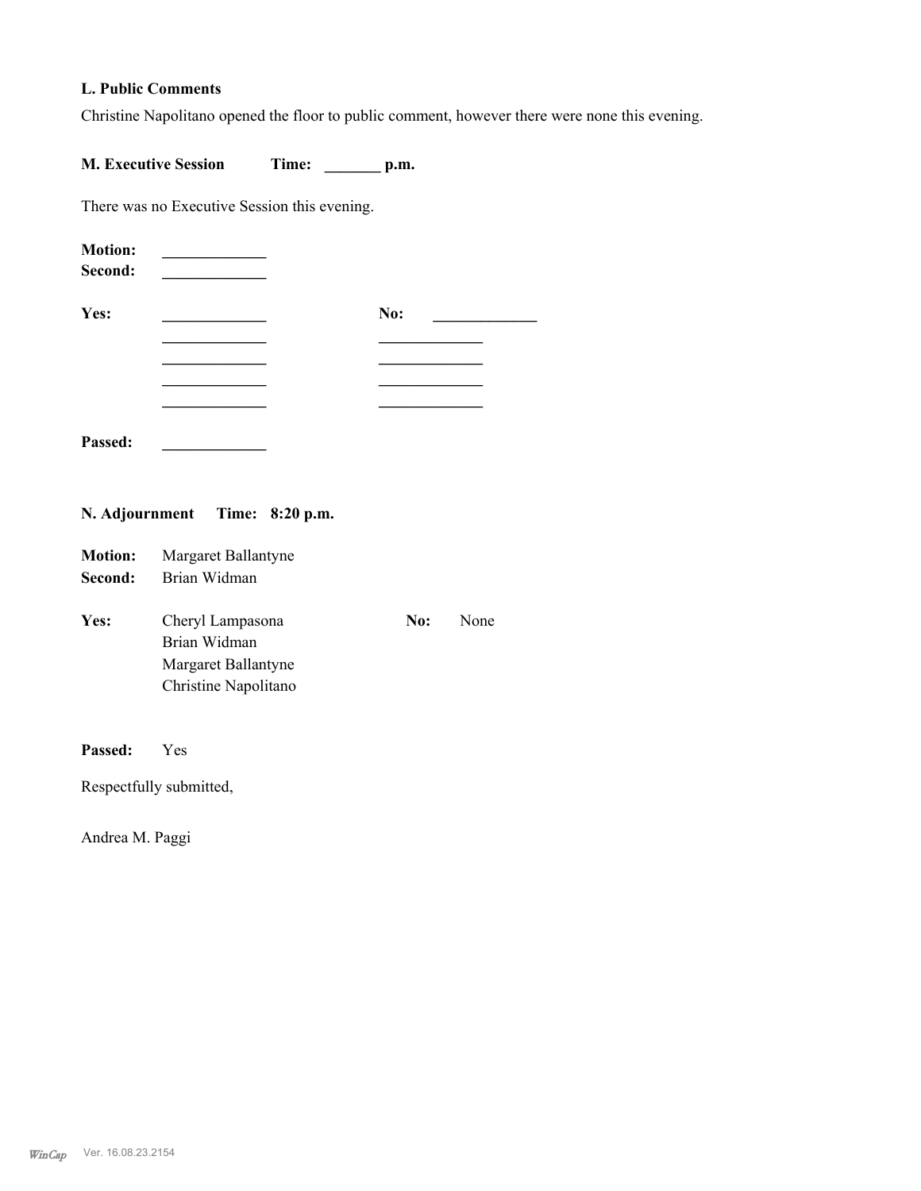**L. Public Comments**

Christine Napolitano opened the floor to public comment, however there were none this evening.

**M. Executive Session Time: _______ p.m.**

There was no Executive Session this evening.

**Motion:** _____________
**Second:** _____________

**Yes:** _____________ **No:** _____________
_____________ _____________
_____________ _____________
_____________ _____________
_____________ _____________

**Passed:** _____________

**N. Adjournment Time: 8:20 p.m.**

**Motion:** Margaret Ballantyne
**Second:** Brian Widman

**Yes:** Cheryl Lampasona **No:** None
Brian Widman
Margaret Ballantyne
Christine Napolitano

**Passed:** Yes

Respectfully submitted,

Andrea M. Paggi